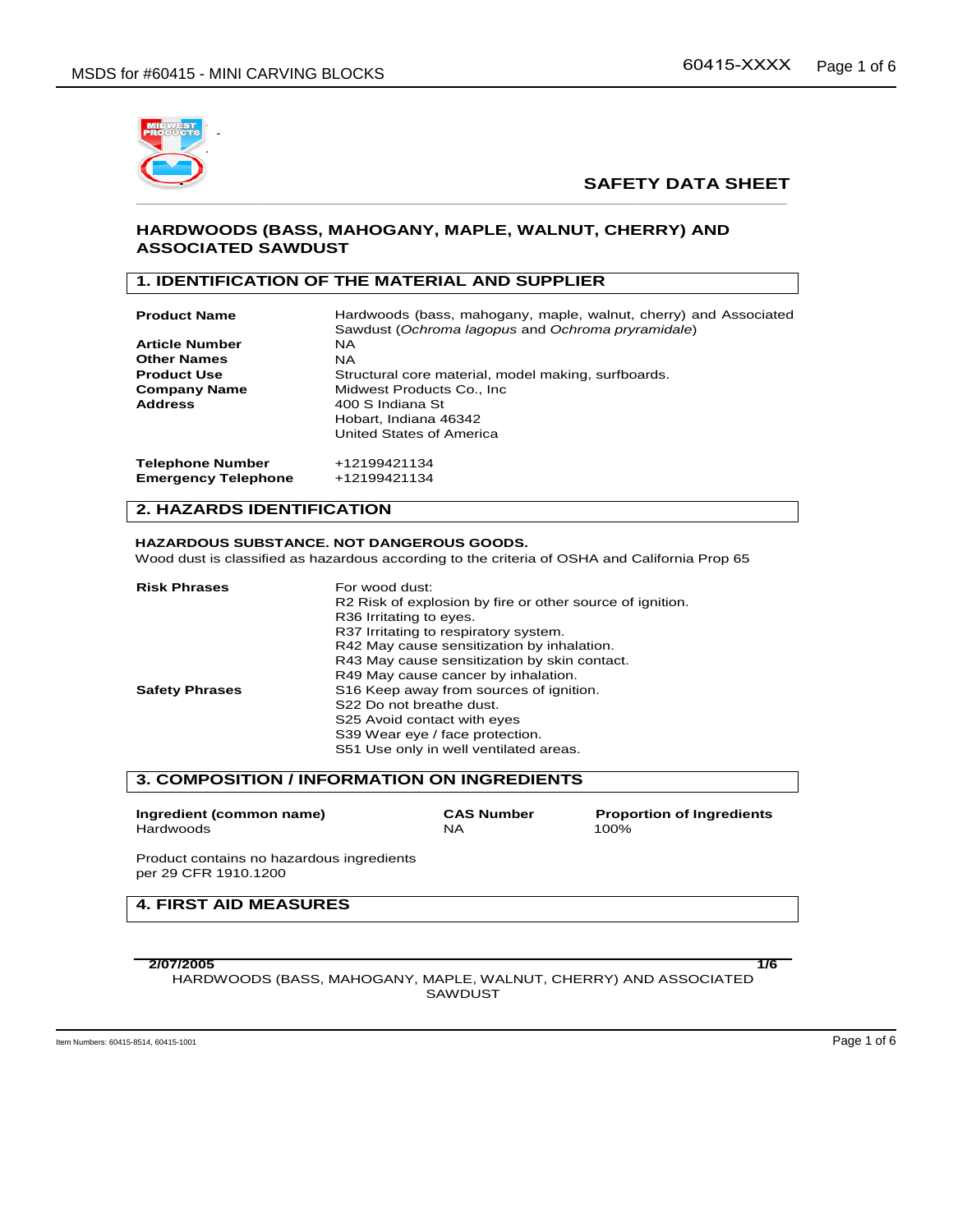# SAFETY DATA SHEET

## HARDWOODS (BASS, MAHOGANY, MAPLE, WALNUT, CHERRY) AND ASSOCIATED SAWDUST

## 1. IDENTIFICATION OF THE MATERIAL AND SUPPLIER

| | |
|---|---|
| **Product Name** | Hardwoods (bass, mahogany, maple, walnut, cherry) and Associated Sawdust (*Ochroma lagopus* and *Ochroma pryramidale*) |
| **Article Number** | NA |
| **Other Names** | NA |
| **Product Use** | Structural core material, model making, surfboards. |
| **Company Name** | Midwest Products Co., Inc |
| **Address** | 400 S Indiana St<br>Hobart, Indiana 46342<br>United States of America |
| **Telephone Number** | +12199421134 |
| **Emergency Telephone** | +12199421134 |

## 2. HAZARDS IDENTIFICATION

**HAZARDOUS SUBSTANCE. NOT DANGEROUS GOODS.**
Wood dust is classified as hazardous according to the criteria of OSHA and California Prop 65

**Risk Phrases**

For wood dust:
R2 Risk of explosion by fire or other source of ignition.
R36 Irritating to eyes.
R37 Irritating to respiratory system.
R42 May cause sensitization by inhalation.
R43 May cause sensitization by skin contact.
R49 May cause cancer by inhalation.

**Safety Phrases**

S16 Keep away from sources of ignition.
S22 Do not breathe dust.
S25 Avoid contact with eyes
S39 Wear eye / face protection.
S51 Use only in well ventilated areas.

## 3. COMPOSITION / INFORMATION ON INGREDIENTS

| Ingredient (common name) | CAS Number | Proportion of Ingredients |
|---|---|---|
| Hardwoods | NA | 100% |

Product contains no hazardous ingredients per 29 CFR 1910.1200

## 4. FIRST AID MEASURES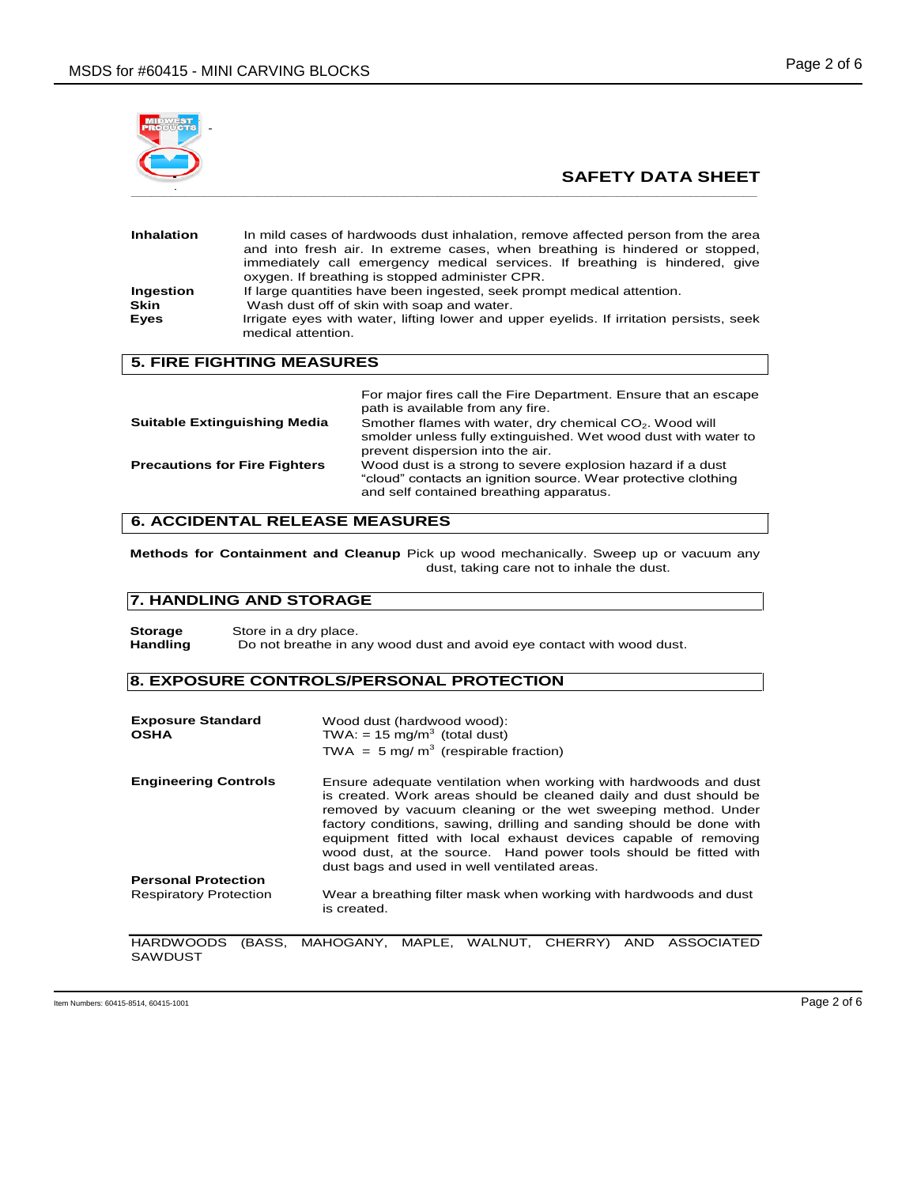## SAFETY DATA SHEET

**Inhalation** In mild cases of hardwoods dust inhalation, remove affected person from the area and into fresh air. In extreme cases, when breathing is hindered or stopped, immediately call emergency medical services. If breathing is hindered, give oxygen. If breathing is stopped administer CPR.

**Ingestion** If large quantities have been ingested, seek prompt medical attention.

**Skin** Wash dust off of skin with soap and water.

**Eyes** Irrigate eyes with water, lifting lower and upper eyelids. If irritation persists, seek medical attention.

## 5. FIRE FIGHTING MEASURES

For major fires call the Fire Department. Ensure that an escape path is available from any fire.

**Suitable Extinguishing Media** Smother flames with water, dry chemical $CO_2$. Wood will smolder unless fully extinguished. Wet wood dust with water to prevent dispersion into the air.

**Precautions for Fire Fighters** Wood dust is a strong to severe explosion hazard if a dust "cloud" contacts an ignition source. Wear protective clothing and self contained breathing apparatus.

## 6. ACCIDENTAL RELEASE MEASURES

**Methods for Containment and Cleanup** Pick up wood mechanically. Sweep up or vacuum any dust, taking care not to inhale the dust.

## 7. HANDLING AND STORAGE

**Storage** Store in a dry place.

**Handling** Do not breathe in any wood dust and avoid eye contact with wood dust.

## 8. EXPOSURE CONTROLS/PERSONAL PROTECTION

**Exposure Standard**
**OSHA**

Wood dust (hardwood wood):
TWA: = 15 mg/$m^3$ (total dust)
TWA = 5 mg/ $m^3$ (respirable fraction)

**Engineering Controls** Ensure adequate ventilation when working with hardwoods and dust is created. Work areas should be cleaned daily and dust should be removed by vacuum cleaning or the wet sweeping method. Under factory conditions, sawing, drilling and sanding should be done with equipment fitted with local exhaust devices capable of removing wood dust, at the source. Hand power tools should be fitted with dust bags and used in well ventilated areas.

**Personal Protection**
Respiratory Protection Wear a breathing filter mask when working with hardwoods and dust is created.

HARDWOODS (BASS, MAHOGANY, MAPLE, WALNUT, CHERRY) AND ASSOCIATED SAWDUST

Item Numbers: 60415-8514, 60415-1001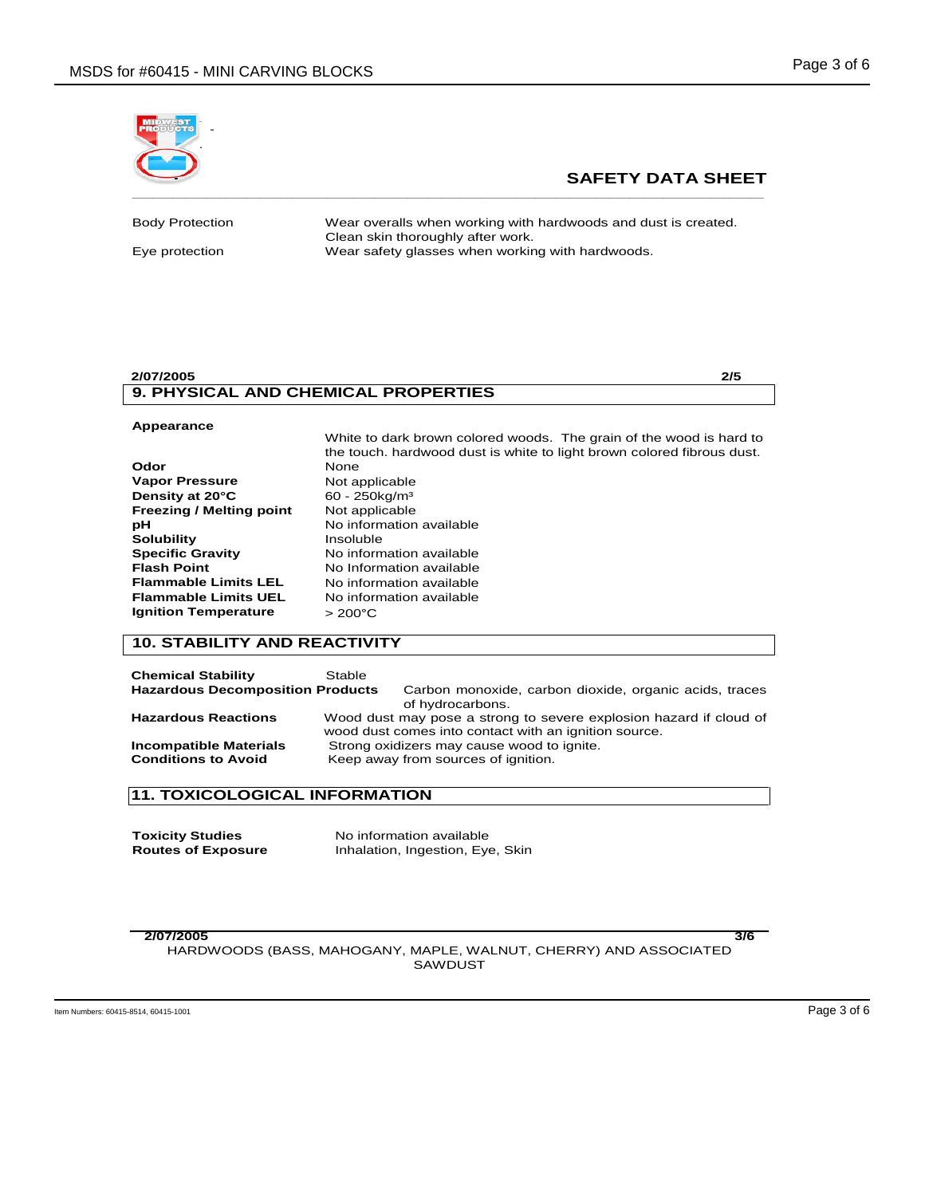## SAFETY DATA SHEET

| | |
|---|---|
| Body Protection | Wear overalls when working with hardwoods and dust is created. Clean skin thoroughly after work. |
| Eye protection | Wear safety glasses when working with hardwoods. |

2/07/2005 2/5

## 9. PHYSICAL AND CHEMICAL PROPERTIES

| | |
|---|---|
| **Appearance** | White to dark brown colored woods. The grain of the wood is hard to the touch. hardwood dust is white to light brown colored fibrous dust. |
| **Odor** | None |
| **Vapor Pressure** | Not applicable |
| **Density at 20°C** | 60 - 250kg/m³ |
| **Freezing / Melting point** | Not applicable |
| **pH** | No information available |
| **Solubility** | Insoluble |
| **Specific Gravity** | No information available |
| **Flash Point** | No Information available |
| **Flammable Limits LEL** | No information available |
| **Flammable Limits UEL** | No information available |
| **Ignition Temperature** | > 200°C |

## 10. STABILITY AND REACTIVITY

| | |
|---|---|
| **Chemical Stability** | Stable |
| **Hazardous Decomposition Products** | Carbon monoxide, carbon dioxide, organic acids, traces of hydrocarbons. |
| **Hazardous Reactions** | Wood dust may pose a strong to severe explosion hazard if cloud of wood dust comes into contact with an ignition source. |
| **Incompatible Materials** | Strong oxidizers may cause wood to ignite. |
| **Conditions to Avoid** | Keep away from sources of ignition. |

## 11. TOXICOLOGICAL INFORMATION

| | |
|---|---|
| **Toxicity Studies** | No information available |
| **Routes of Exposure** | Inhalation, Ingestion, Eye, Skin |

2/07/2005 3/6

HARDWOODS (BASS, MAHOGANY, MAPLE, WALNUT, CHERRY) AND ASSOCIATED SAWDUST

Item Numbers: 60415-8514, 60415-1001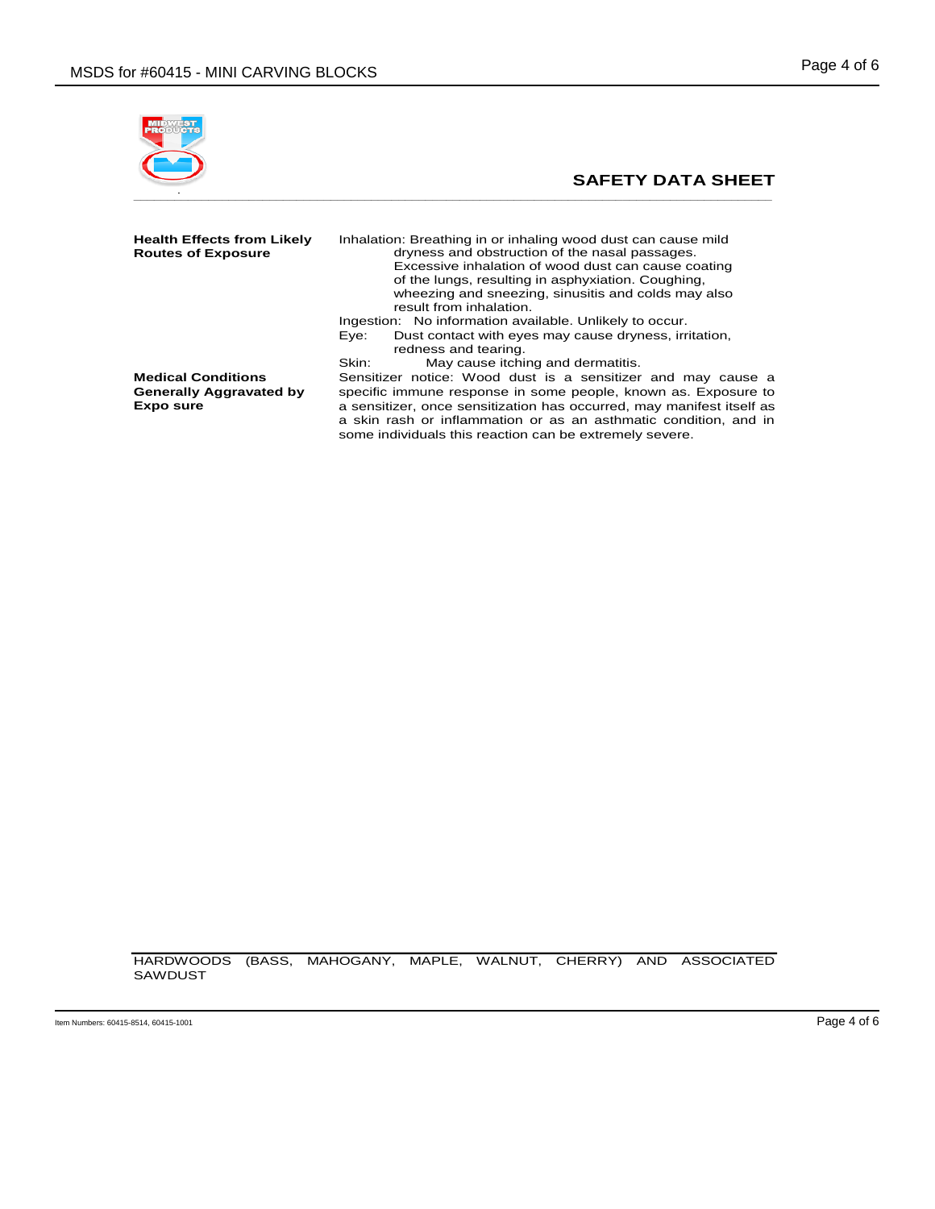## SAFETY DATA SHEET

| | |
|---|---|
| **Health Effects from Likely Routes of Exposure** | Inhalation: Breathing in or inhaling wood dust can cause mild dryness and obstruction of the nasal passages. Excessive inhalation of wood dust can cause coating of the lungs, resulting in asphyxiation. Coughing, wheezing and sneezing, sinusitis and colds may also result from inhalation.<br>Ingestion: No information available. Unlikely to occur.<br>Eye: Dust contact with eyes may cause dryness, irritation, redness and tearing.<br>Skin: May cause itching and dermatitis. |
| **Medical Conditions Generally Aggravated by Expo sure** | Sensitizer notice: Wood dust is a sensitizer and may cause a specific immune response in some people, known as. Exposure to a sensitizer, once sensitization has occurred, may manifest itself as a skin rash or inflammation or as an asthmatic condition, and in some individuals this reaction can be extremely severe. |

HARDWOODS (BASS, MAHOGANY, MAPLE, WALNUT, CHERRY) AND ASSOCIATED SAWDUST

Item Numbers: 60415-8514, 60415-1001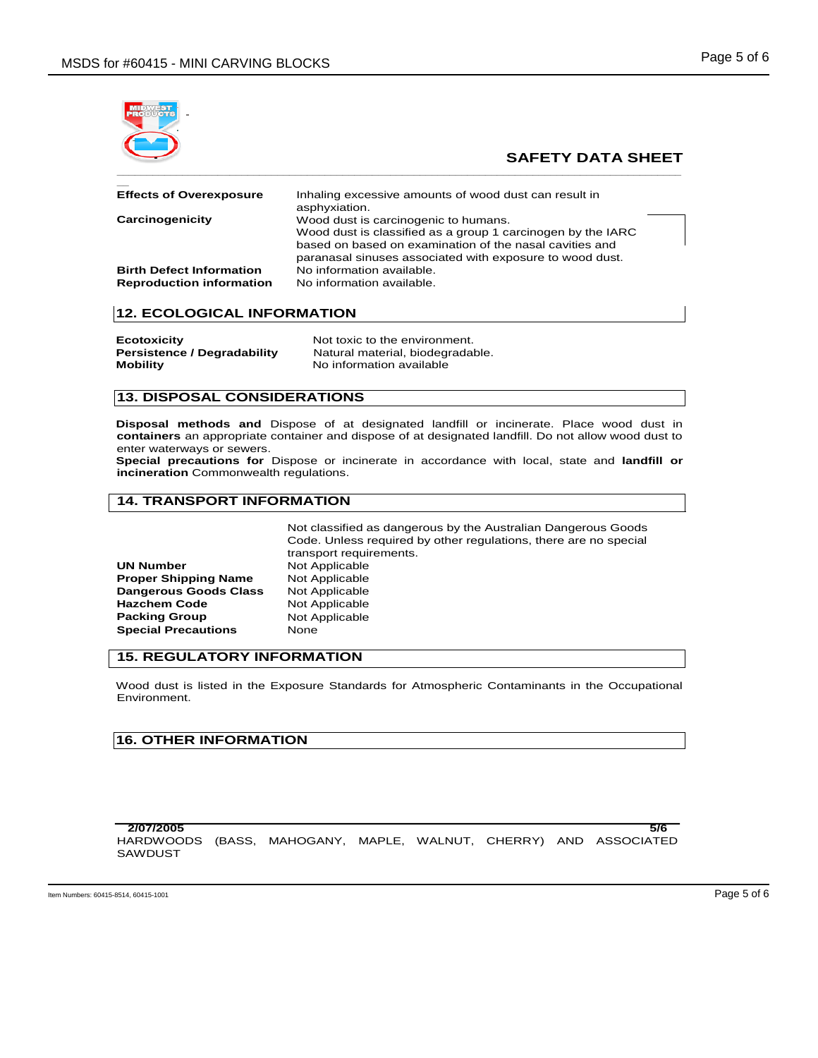**SAFETY DATA SHEET**

| | |
|---|---|
| **Effects of Overexposure** | Inhaling excessive amounts of wood dust can result in asphyxiation. |
| **Carcinogenicity** | Wood dust is carcinogenic to humans. Wood dust is classified as a group 1 carcinogen by the IARC based on based on examination of the nasal cavities and paranasal sinuses associated with exposure to wood dust. |
| **Birth Defect Information** | No information available. |
| **Reproduction information** | No information available. |

## 12. ECOLOGICAL INFORMATION

| | |
|---|---|
| **Ecotoxicity** | Not toxic to the environment. |
| **Persistence / Degradability** | Natural material, biodegradable. |
| **Mobility** | No information available |

## 13. DISPOSAL CONSIDERATIONS

**Disposal methods and containers** Dispose of at designated landfill or incinerate. Place wood dust in an appropriate container and dispose of at designated landfill. Do not allow wood dust to enter waterways or sewers.

**Special precautions for landfill or incineration** Dispose or incinerate in accordance with local, state and Commonwealth regulations.

## 14. TRANSPORT INFORMATION

Not classified as dangerous by the Australian Dangerous Goods Code. Unless required by other regulations, there are no special transport requirements.

| | |
|---|---|
| **UN Number** | Not Applicable |
| **Proper Shipping Name** | Not Applicable |
| **Dangerous Goods Class** | Not Applicable |
| **Hazchem Code** | Not Applicable |
| **Packing Group** | Not Applicable |
| **Special Precautions** | None |

## 15. REGULATORY INFORMATION

Wood dust is listed in the Exposure Standards for Atmospheric Contaminants in the Occupational Environment.

## 16. OTHER INFORMATION

**2/07/2005** **5/6**

HARDWOODS (BASS, MAHOGANY, MAPLE, WALNUT, CHERRY) AND ASSOCIATED SAWDUST

Item Numbers: 60415-8514, 60415-1001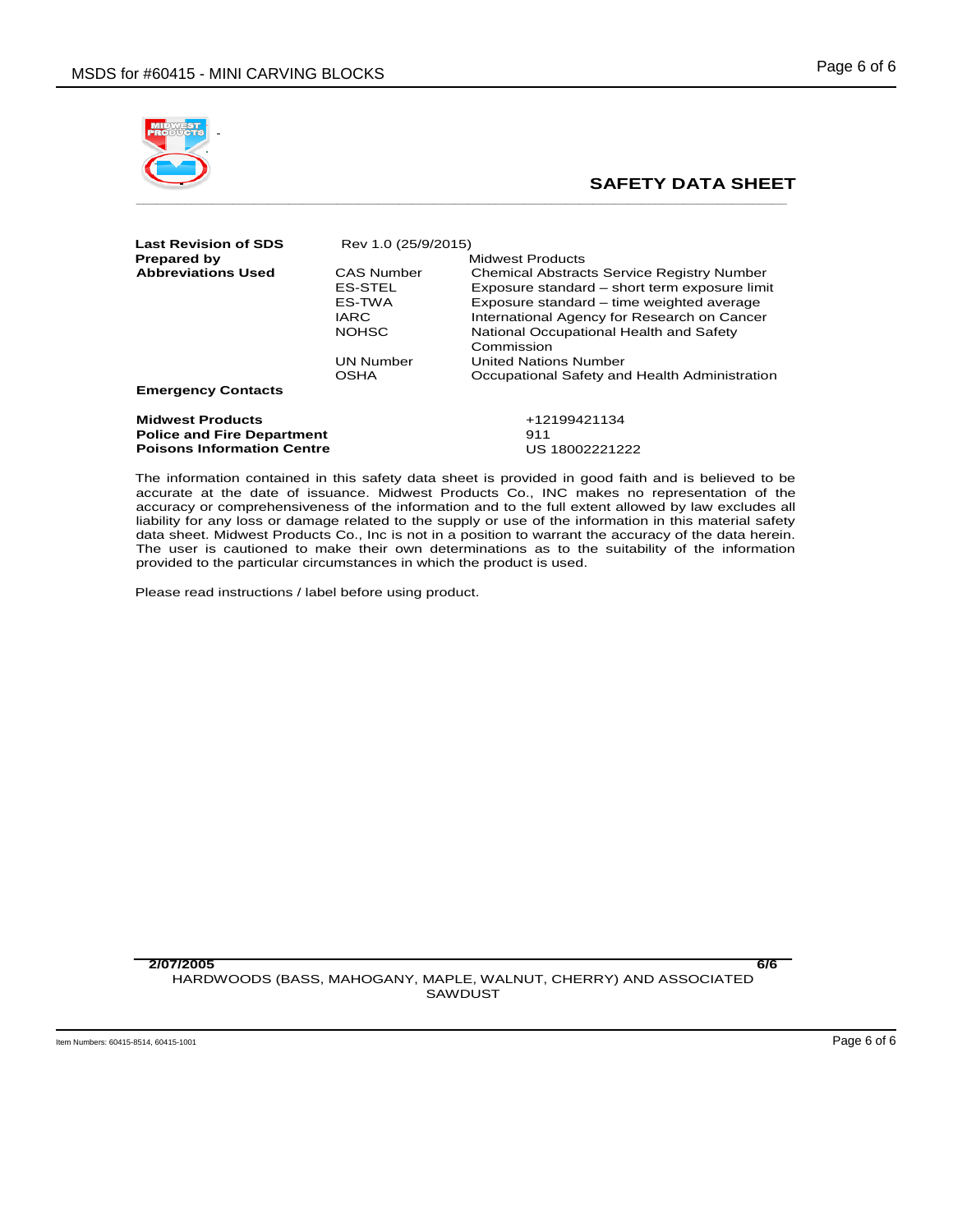## SAFETY DATA SHEET

| | | |
|---|---|---|
| **Last Revision of SDS** | Rev 1.0 (25/9/2015) | |
| **Prepared by** | | Midwest Products |
| **Abbreviations Used** | CAS Number | Chemical Abstracts Service Registry Number |
| | ES-STEL | Exposure standard – short term exposure limit |
| | ES-TWA | Exposure standard – time weighted average |
| | IARC | International Agency for Research on Cancer |
| | NOHSC | National Occupational Health and Safety Commission |
| | UN Number | United Nations Number |
| | OSHA | Occupational Safety and Health Administration |

**Emergency Contacts**

| | |
|---|---|
| **Midwest Products** | +12199421134 |
| **Police and Fire Department** | 911 |
| **Poisons Information Centre** | US 18002221222 |

The information contained in this safety data sheet is provided in good faith and is believed to be accurate at the date of issuance. Midwest Products Co., INC makes no representation of the accuracy or comprehensiveness of the information and to the full extent allowed by law excludes all liability for any loss or damage related to the supply or use of the information in this material safety data sheet. Midwest Products Co., Inc is not in a position to warrant the accuracy of the data herein. The user is cautioned to make their own determinations as to the suitability of the information provided to the particular circumstances in which the product is used.

Please read instructions / label before using product.